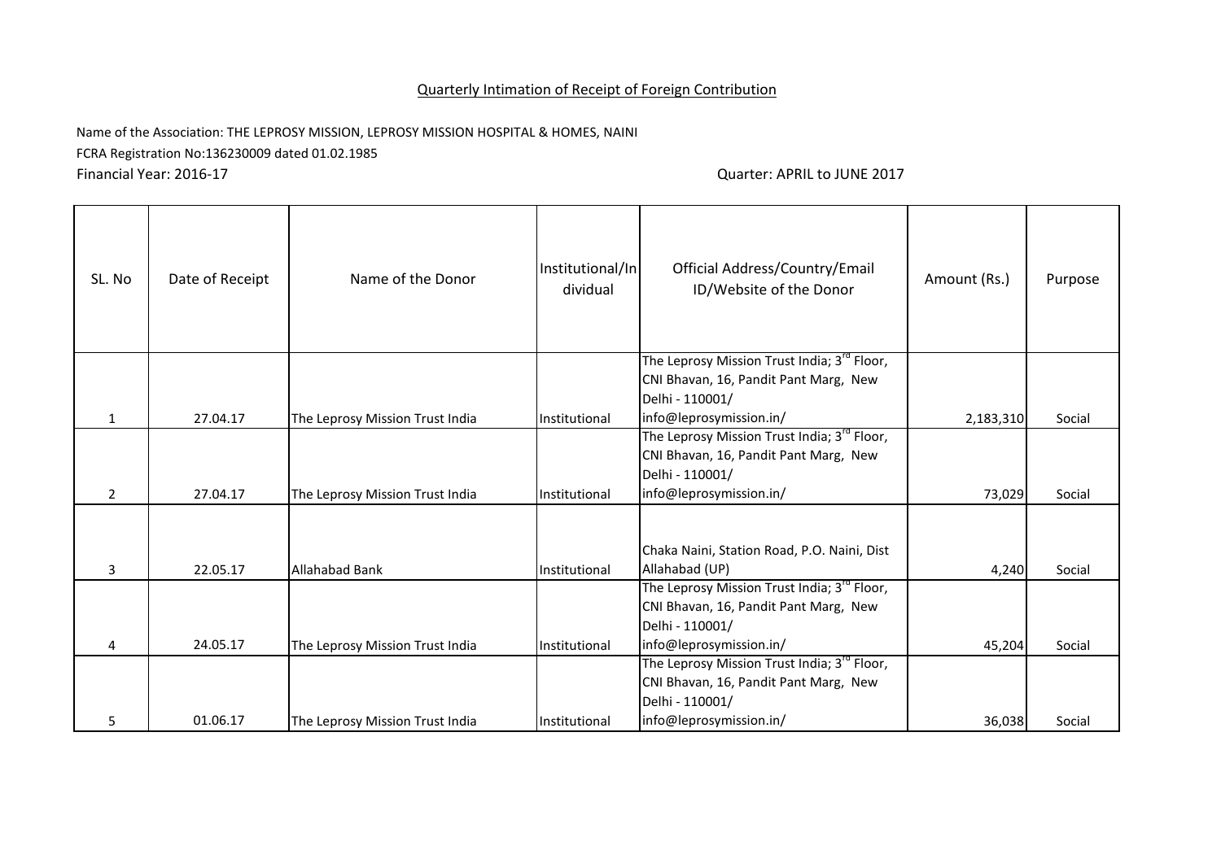## Quarterly Intimation of Receipt of Foreign Contribution

Name of the Association: THE LEPROSY MISSION, LEPROSY MISSION HOSPITAL & HOMES, NAINI

FCRA Registration No:136230009 dated 01.02.1985

Financial Year: 2016-17

Quarter: APRIL to JUNE 2017

| SL. No | Date of Receipt | Name of the Donor | Institutional/Individual | Official Address/Country/Email ID/Website of the Donor | Amount (Rs.) | Purpose |
|---|---|---|---|---|---|---|
| 1 | 27.04.17 | The Leprosy Mission Trust India | Institutional | The Leprosy Mission Trust India; 3rd Floor, CNI Bhavan, 16, Pandit Pant Marg, New Delhi - 110001/ info@leprosymission.in/ | 2,183,310 | Social |
| 2 | 27.04.17 | The Leprosy Mission Trust India | Institutional | The Leprosy Mission Trust India; 3rd Floor, CNI Bhavan, 16, Pandit Pant Marg, New Delhi - 110001/ info@leprosymission.in/ | 73,029 | Social |
| 3 | 22.05.17 | Allahabad Bank | Institutional | Chaka Naini, Station Road, P.O. Naini, Dist Allahabad (UP) | 4,240 | Social |
| 4 | 24.05.17 | The Leprosy Mission Trust India | Institutional | The Leprosy Mission Trust India; 3rd Floor, CNI Bhavan, 16, Pandit Pant Marg, New Delhi - 110001/ info@leprosymission.in/ | 45,204 | Social |
| 5 | 01.06.17 | The Leprosy Mission Trust India | Institutional | The Leprosy Mission Trust India; 3rd Floor, CNI Bhavan, 16, Pandit Pant Marg, New Delhi - 110001/ info@leprosymission.in/ | 36,038 | Social |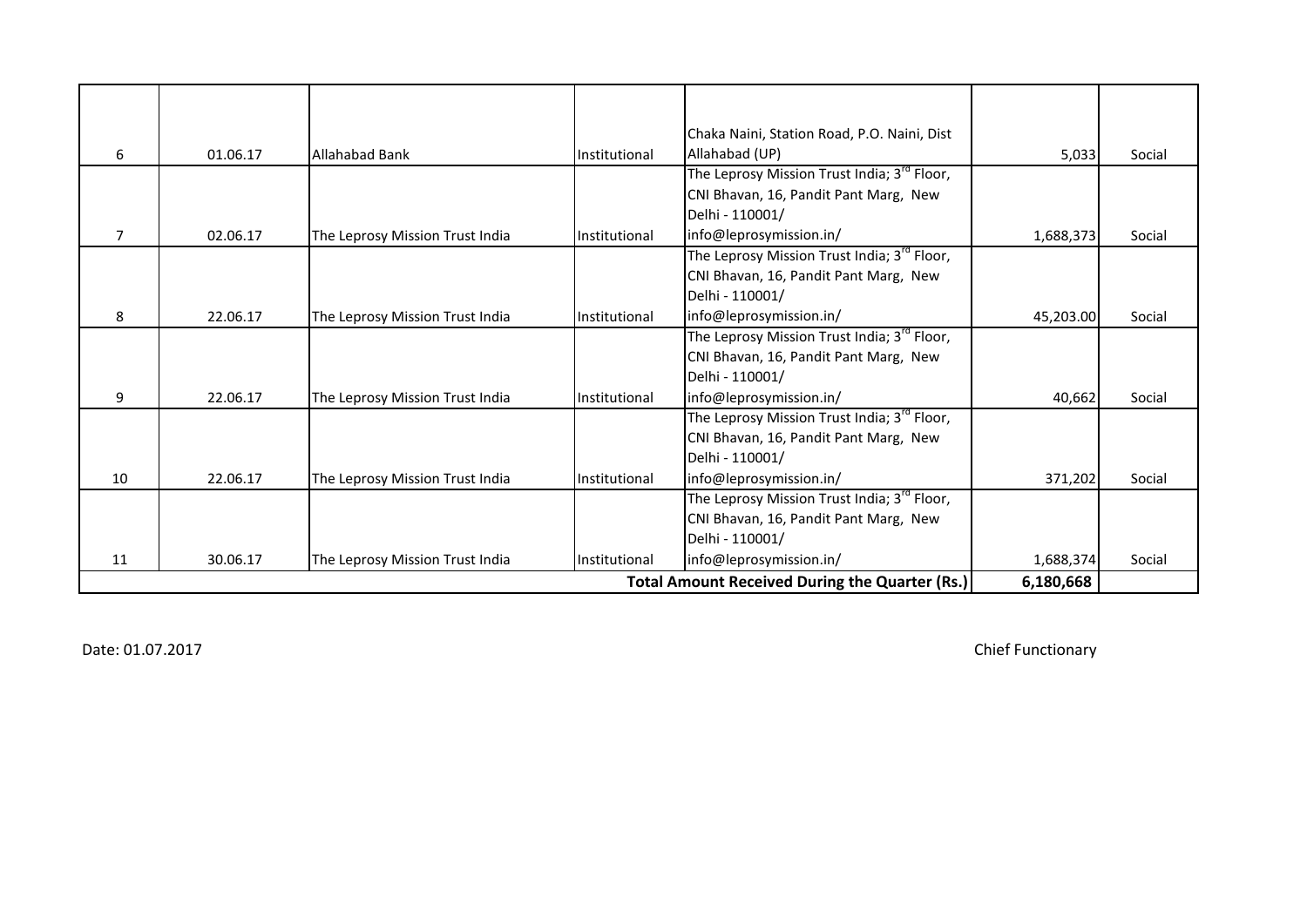| | | | | | | |
|---|---|---|---|---|---|---|
| 6 | 01.06.17 | Allahabad Bank | Institutional | Chaka Naini, Station Road, P.O. Naini, Dist Allahabad (UP) | 5,033 | Social |
| 7 | 02.06.17 | The Leprosy Mission Trust India | Institutional | The Leprosy Mission Trust India; 3rd Floor, CNI Bhavan, 16, Pandit Pant Marg, New Delhi - 110001/ info@leprosymission.in/ | 1,688,373 | Social |
| 8 | 22.06.17 | The Leprosy Mission Trust India | Institutional | The Leprosy Mission Trust India; 3rd Floor, CNI Bhavan, 16, Pandit Pant Marg, New Delhi - 110001/ info@leprosymission.in/ | 45,203.00 | Social |
| 9 | 22.06.17 | The Leprosy Mission Trust India | Institutional | The Leprosy Mission Trust India; 3rd Floor, CNI Bhavan, 16, Pandit Pant Marg, New Delhi - 110001/ info@leprosymission.in/ | 40,662 | Social |
| 10 | 22.06.17 | The Leprosy Mission Trust India | Institutional | The Leprosy Mission Trust India; 3rd Floor, CNI Bhavan, 16, Pandit Pant Marg, New Delhi - 110001/ info@leprosymission.in/ | 371,202 | Social |
| 11 | 30.06.17 | The Leprosy Mission Trust India | Institutional | The Leprosy Mission Trust India; 3rd Floor, CNI Bhavan, 16, Pandit Pant Marg, New Delhi - 110001/ info@leprosymission.in/ | 1,688,374 | Social |
| | | | | **Total Amount Received During the Quarter (Rs.)** | **6,180,668** | |

Date: 01.07.2017

Chief Functionary